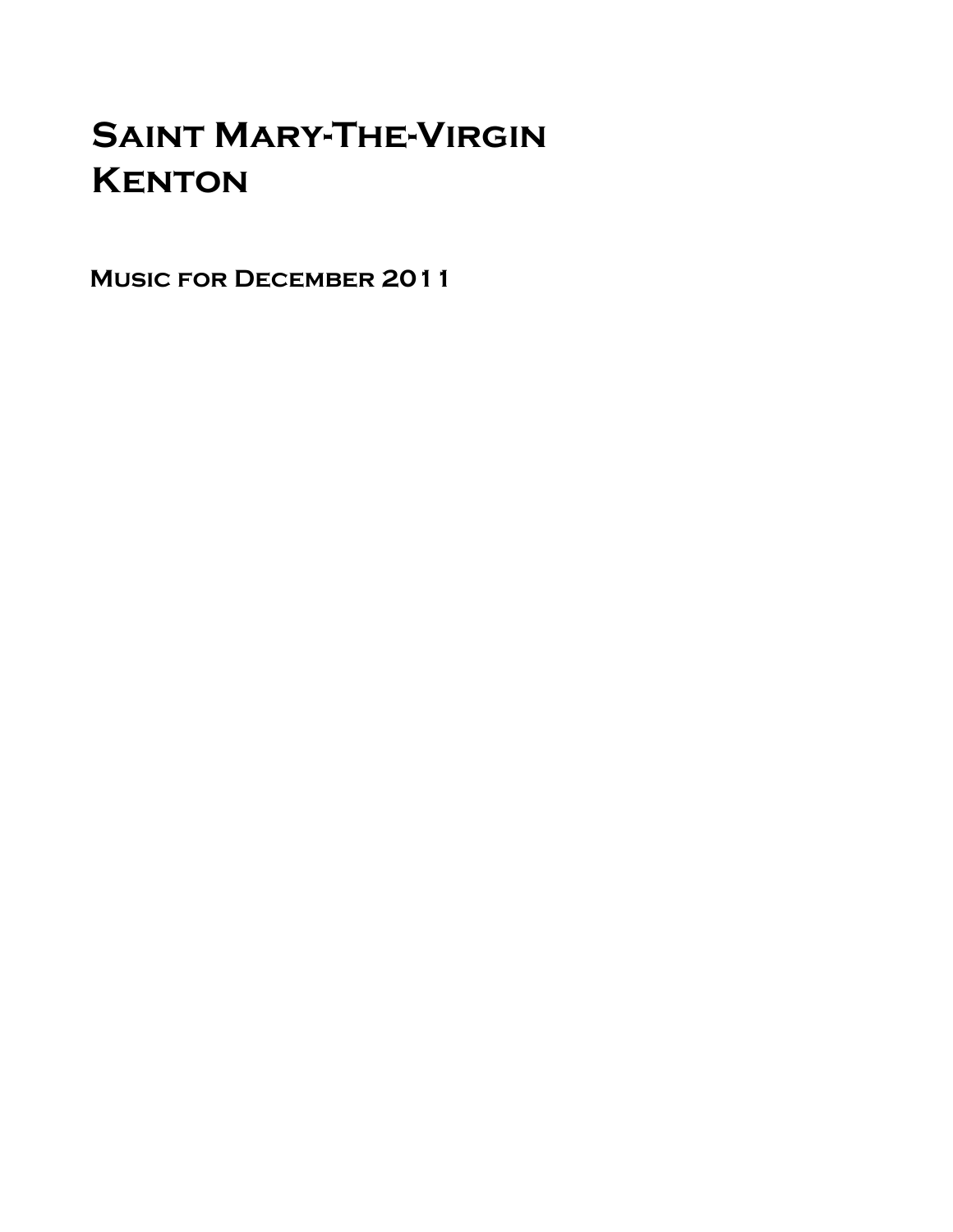# Saint Mary-The-Virgin Kenton

## Music for December 2011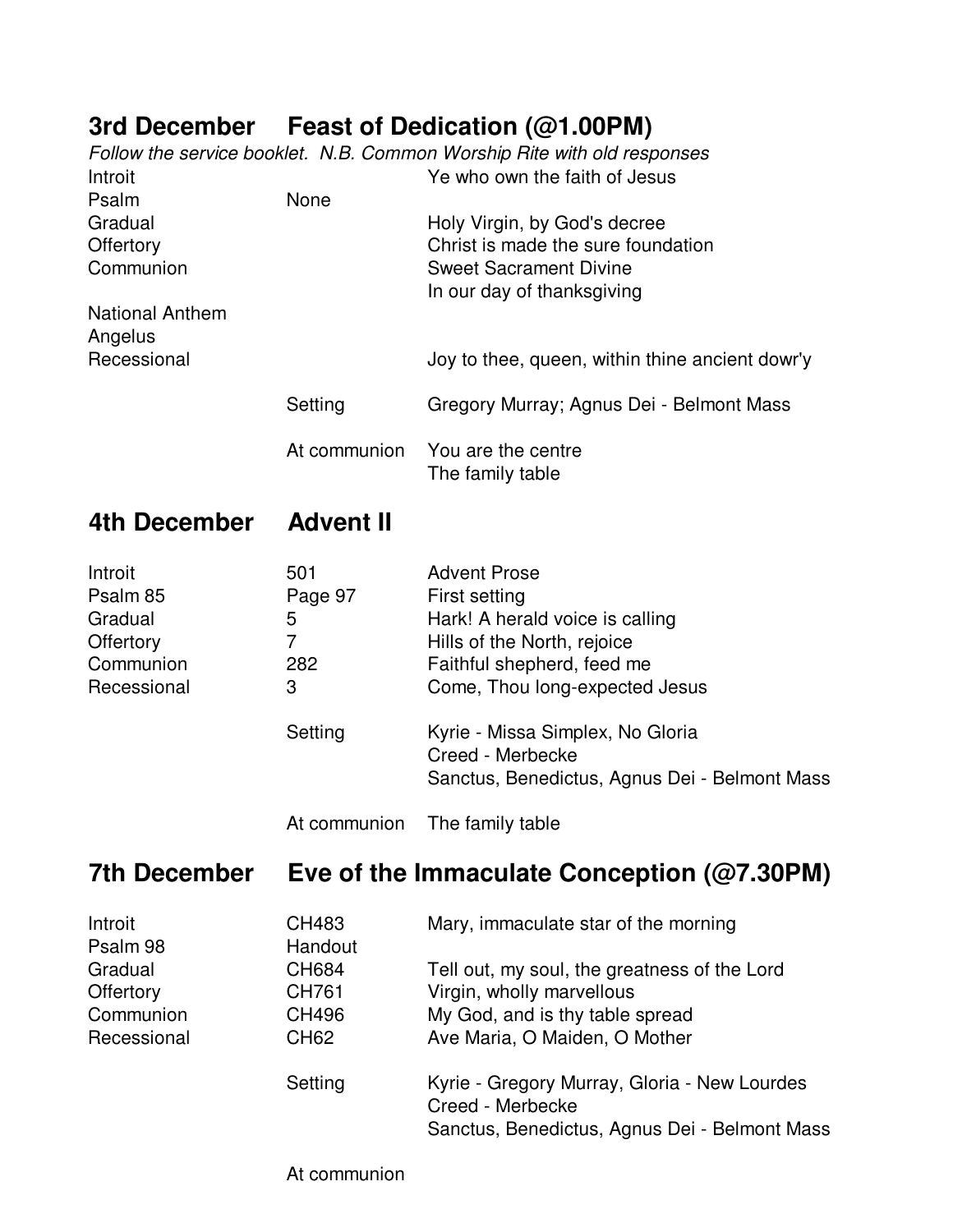## 3rd December    Feast of Dedication (@1.00PM)

*Follow the service booklet.  N.B. Common Worship Rite with old responses*

| | | |
|---|---|---|
| Introit | | Ye who own the faith of Jesus |
| Psalm | None | |
| Gradual | | Holy Virgin, by God's decree |
| Offertory | | Christ is made the sure foundation |
| Communion | | Sweet Sacrament Divine |
| | | In our day of thanksgiving |
| National Anthem | | |
| Angelus | | |
| Recessional | | Joy to thee, queen, within thine ancient dowr'y |
| | Setting | Gregory Murray; Agnus Dei - Belmont Mass |
| | At communion | You are the centre |
| | | The family table |

## 4th December    Advent II

| | | |
|---|---|---|
| Introit | 501 | Advent Prose |
| Psalm 85 | Page 97 | First setting |
| Gradual | 5 | Hark! A herald voice is calling |
| Offertory | 7 | Hills of the North, rejoice |
| Communion | 282 | Faithful shepherd, feed me |
| Recessional | 3 | Come, Thou long-expected Jesus |
| | Setting | Kyrie - Missa Simplex, No Gloria |
| | | Creed - Merbecke |
| | | Sanctus, Benedictus, Agnus Dei - Belmont Mass |
| | At communion | The family table |

## 7th December    Eve of the Immaculate Conception (@7.30PM)

| | | |
|---|---|---|
| Introit | CH483 | Mary, immaculate star of the morning |
| Psalm 98 | Handout | |
| Gradual | CH684 | Tell out, my soul, the greatness of the Lord |
| Offertory | CH761 | Virgin, wholly marvellous |
| Communion | CH496 | My God, and is thy table spread |
| Recessional | CH62 | Ave Maria, O Maiden, O Mother |
| | Setting | Kyrie - Gregory Murray, Gloria - New Lourdes |
| | | Creed - Merbecke |
| | | Sanctus, Benedictus, Agnus Dei - Belmont Mass |
| | At communion | |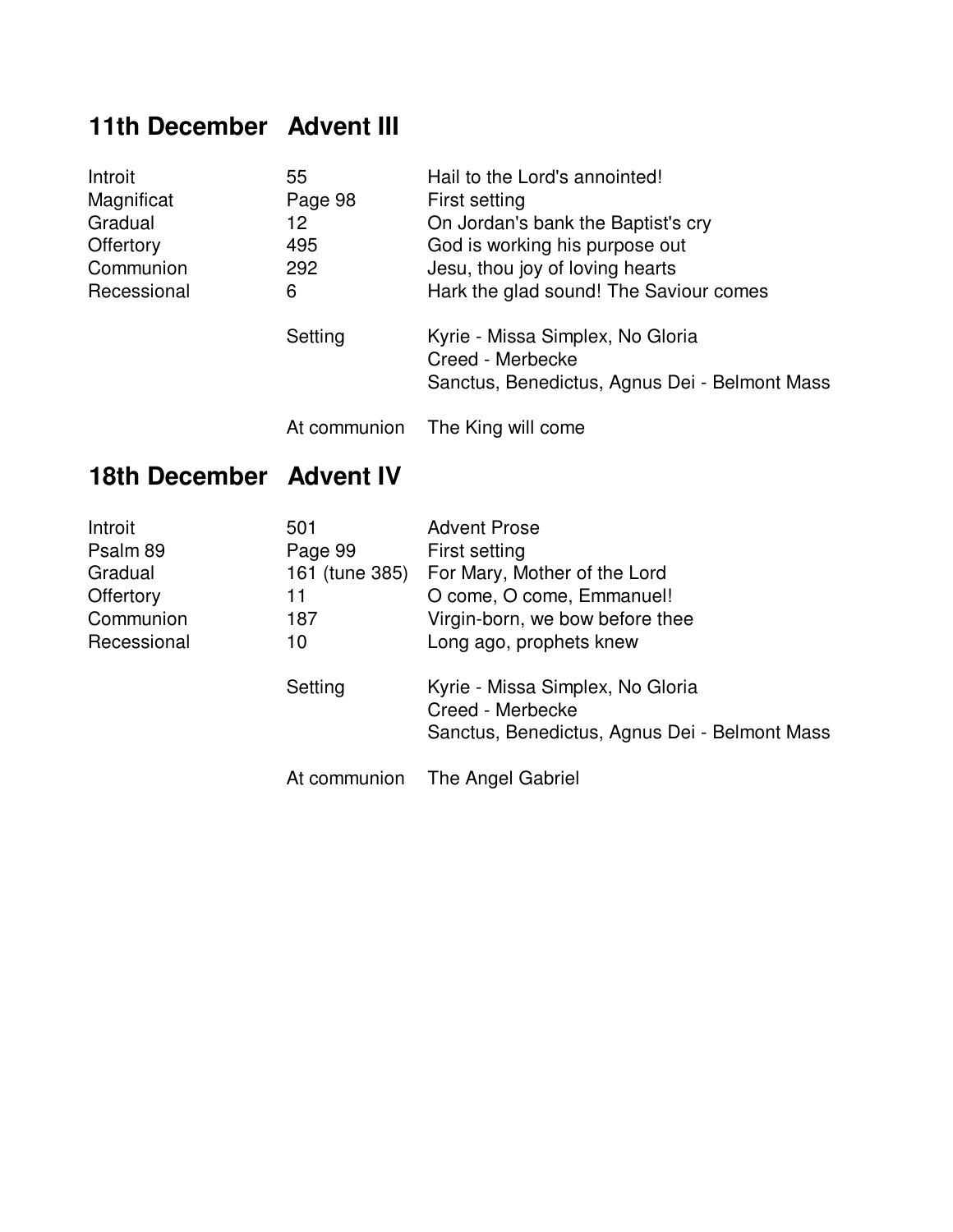## 11th December Advent III

| | | |
|---|---|---|
| Introit | 55 | Hail to the Lord's annointed! |
| Magnificat | Page 98 | First setting |
| Gradual | 12 | On Jordan's bank the Baptist's cry |
| Offertory | 495 | God is working his purpose out |
| Communion | 292 | Jesu, thou joy of loving hearts |
| Recessional | 6 | Hark the glad sound! The Saviour comes |
| | Setting | Kyrie - Missa Simplex, No Gloria<br>Creed - Merbecke<br>Sanctus, Benedictus, Agnus Dei - Belmont Mass |
| | At communion | The King will come |

## 18th December Advent IV

| | | |
|---|---|---|
| Introit | 501 | Advent Prose |
| Psalm 89 | Page 99 | First setting |
| Gradual | 161 (tune 385) | For Mary, Mother of the Lord |
| Offertory | 11 | O come, O come, Emmanuel! |
| Communion | 187 | Virgin-born, we bow before thee |
| Recessional | 10 | Long ago, prophets knew |
| | Setting | Kyrie - Missa Simplex, No Gloria<br>Creed - Merbecke<br>Sanctus, Benedictus, Agnus Dei - Belmont Mass |
| | At communion | The Angel Gabriel |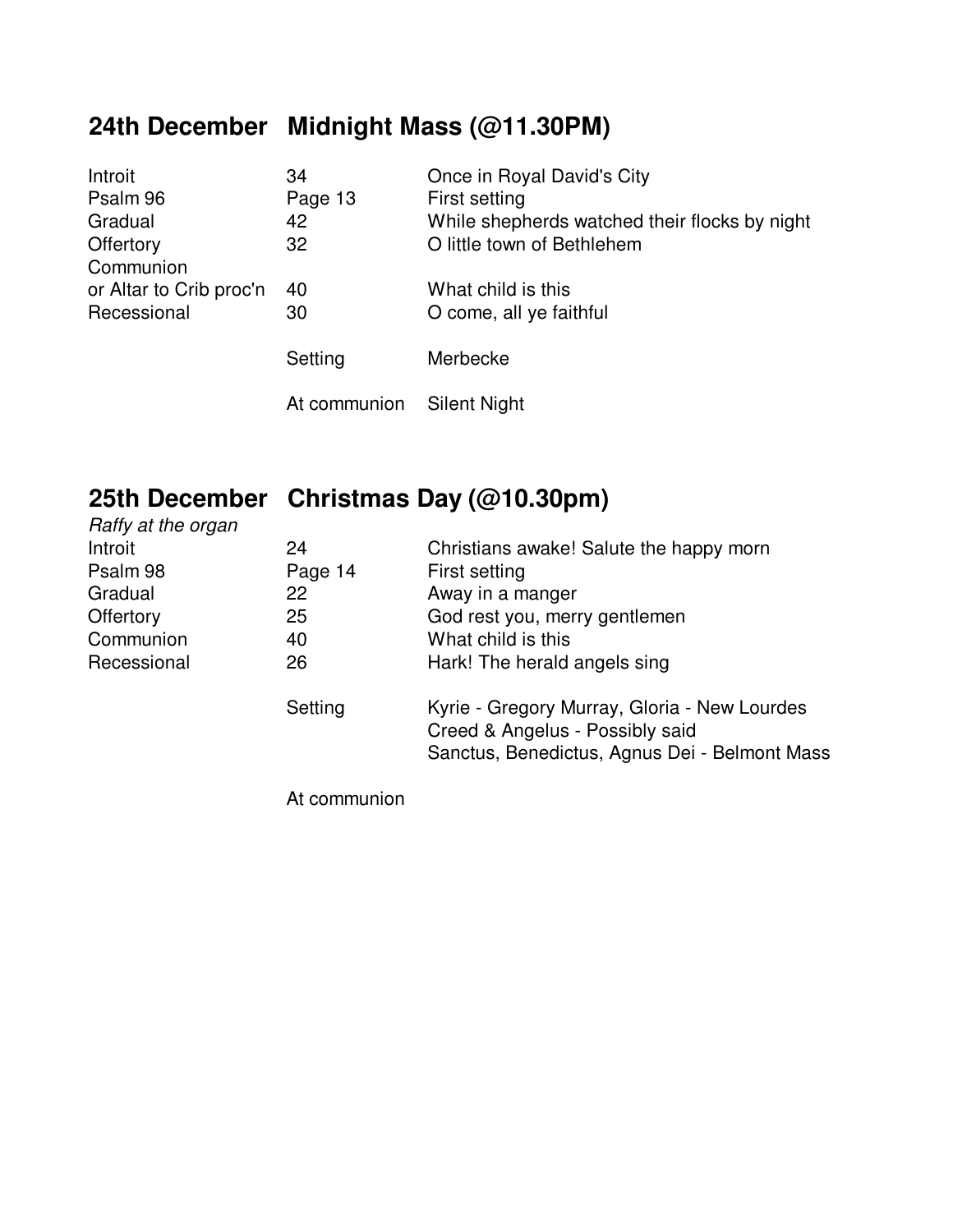## 24th December Midnight Mass (@11.30PM)

| | | |
|---|---|---|
| Introit | 34 | Once in Royal David's City |
| Psalm 96 | Page 13 | First setting |
| Gradual | 42 | While shepherds watched their flocks by night |
| Offertory | 32 | O little town of Bethlehem |
| Communion | | |
| or Altar to Crib proc'n | 40 | What child is this |
| Recessional | 30 | O come, all ye faithful |
| | Setting | Merbecke |
| | At communion | Silent Night |

## 25th December Christmas Day (@10.30pm)

*Raffy at the organ*

| | | |
|---|---|---|
| Introit | 24 | Christians awake! Salute the happy morn |
| Psalm 98 | Page 14 | First setting |
| Gradual | 22 | Away in a manger |
| Offertory | 25 | God rest you, merry gentlemen |
| Communion | 40 | What child is this |
| Recessional | 26 | Hark! The herald angels sing |
| | Setting | Kyrie - Gregory Murray, Gloria - New Lourdes<br>Creed & Angelus - Possibly said<br>Sanctus, Benedictus, Agnus Dei - Belmont Mass |
| | At communion | |